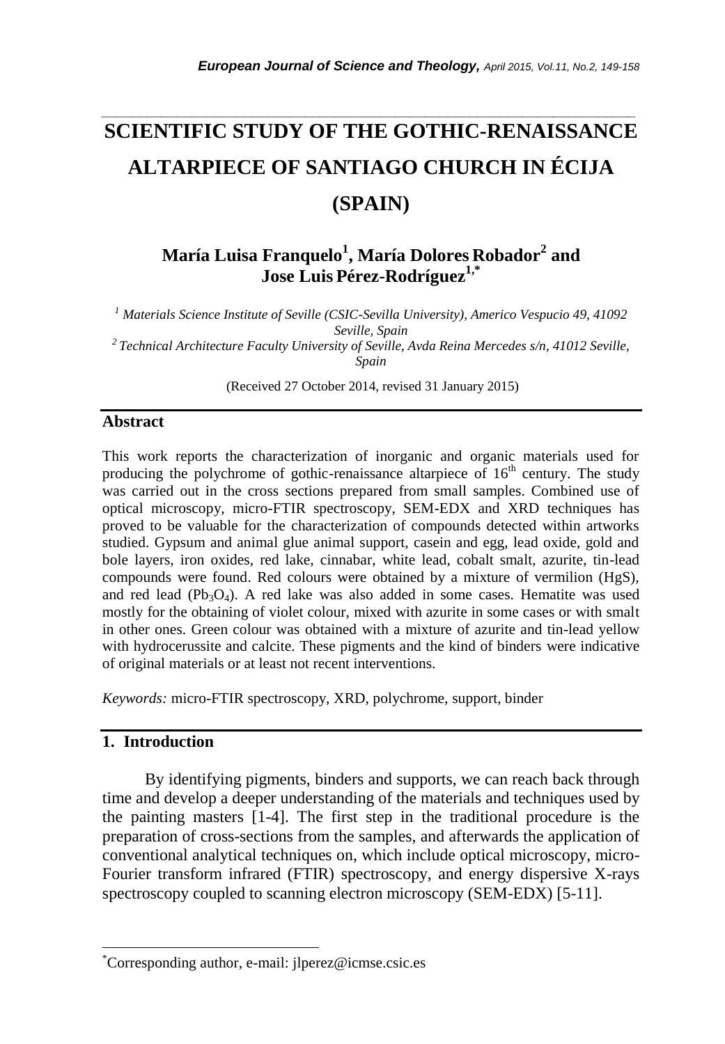# SCIENTIFIC STUDY OF THE GOTHIC-RENAISSANCE ALTARPIECE OF SANTIAGO CHURCH IN ÉCIJA (SPAIN)

**María Luisa Franquelo[1], María Dolores Robador[2] and Jose Luis Pérez-Rodríguez[1,*]**

*[1] Materials Science Institute of Seville (CSIC-Sevilla University), Americo Vespucio 49, 41092 Seville, Spain*
*[2] Technical Architecture Faculty University of Seville, Avda Reina Mercedes s/n, 41012 Seville, Spain*

(Received 27 October 2014, revised 31 January 2015)

## Abstract

This work reports the characterization of inorganic and organic materials used for producing the polychrome of gothic-renaissance altarpiece of 16th century. The study was carried out in the cross sections prepared from small samples. Combined use of optical microscopy, micro-FTIR spectroscopy, SEM-EDX and XRD techniques has proved to be valuable for the characterization of compounds detected within artworks studied. Gypsum and animal glue animal support, casein and egg, lead oxide, gold and bole layers, iron oxides, red lake, cinnabar, white lead, cobalt smalt, azurite, tin-lead compounds were found. Red colours were obtained by a mixture of vermilion (HgS), and red lead ($Pb_3O_4$). A red lake was also added in some cases. Hematite was used mostly for the obtaining of violet colour, mixed with azurite in some cases or with smalt in other ones. Green colour was obtained with a mixture of azurite and tin-lead yellow with hydrocerussite and calcite. These pigments and the kind of binders were indicative of original materials or at least not recent interventions.

*Keywords:* micro-FTIR spectroscopy, XRD, polychrome, support, binder

## 1. Introduction

By identifying pigments, binders and supports, we can reach back through time and develop a deeper understanding of the materials and techniques used by the painting masters [1-4]. The first step in the traditional procedure is the preparation of cross-sections from the samples, and afterwards the application of conventional analytical techniques on, which include optical microscopy, micro-Fourier transform infrared (FTIR) spectroscopy, and energy dispersive X-rays spectroscopy coupled to scanning electron microscopy (SEM-EDX) [5-11].

*Corresponding author, e-mail: jlperez@icmse.csic.es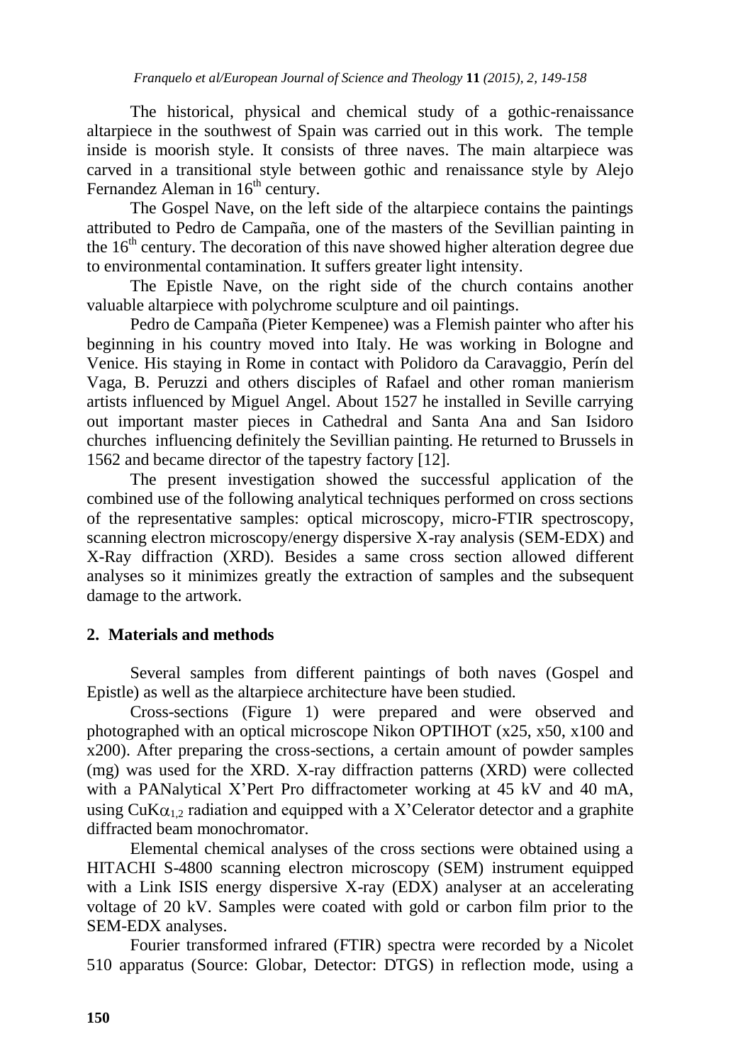The historical, physical and chemical study of a gothic-renaissance altarpiece in the southwest of Spain was carried out in this work. The temple inside is moorish style. It consists of three naves. The main altarpiece was carved in a transitional style between gothic and renaissance style by Alejo Fernandez Aleman in $16^{th}$ century.

The Gospel Nave, on the left side of the altarpiece contains the paintings attributed to Pedro de Campaña, one of the masters of the Sevillian painting in the $16^{th}$ century. The decoration of this nave showed higher alteration degree due to environmental contamination. It suffers greater light intensity.

The Epistle Nave, on the right side of the church contains another valuable altarpiece with polychrome sculpture and oil paintings.

Pedro de Campaña (Pieter Kempenee) was a Flemish painter who after his beginning in his country moved into Italy. He was working in Bologne and Venice. His staying in Rome in contact with Polidoro da Caravaggio, Perín del Vaga, B. Peruzzi and others disciples of Rafael and other roman manierism artists influenced by Miguel Angel. About 1527 he installed in Seville carrying out important master pieces in Cathedral and Santa Ana and San Isidoro churches influencing definitely the Sevillian painting. He returned to Brussels in 1562 and became director of the tapestry factory [12].

The present investigation showed the successful application of the combined use of the following analytical techniques performed on cross sections of the representative samples: optical microscopy, micro-FTIR spectroscopy, scanning electron microscopy/energy dispersive X-ray analysis (SEM-EDX) and X-Ray diffraction (XRD). Besides a same cross section allowed different analyses so it minimizes greatly the extraction of samples and the subsequent damage to the artwork.

## 2. Materials and methods

Several samples from different paintings of both naves (Gospel and Epistle) as well as the altarpiece architecture have been studied.

Cross-sections (Figure 1) were prepared and were observed and photographed with an optical microscope Nikon OPTIHOT (x25, x50, x100 and x200). After preparing the cross-sections, a certain amount of powder samples (mg) was used for the XRD. X-ray diffraction patterns (XRD) were collected with a PANalytical X'Pert Pro diffractometer working at 45 kV and 40 mA, using $CuK\alpha_{1,2}$ radiation and equipped with a X'Celerator detector and a graphite diffracted beam monochromator.

Elemental chemical analyses of the cross sections were obtained using a HITACHI S-4800 scanning electron microscopy (SEM) instrument equipped with a Link ISIS energy dispersive X-ray (EDX) analyser at an accelerating voltage of 20 kV. Samples were coated with gold or carbon film prior to the SEM-EDX analyses.

Fourier transformed infrared (FTIR) spectra were recorded by a Nicolet 510 apparatus (Source: Globar, Detector: DTGS) in reflection mode, using a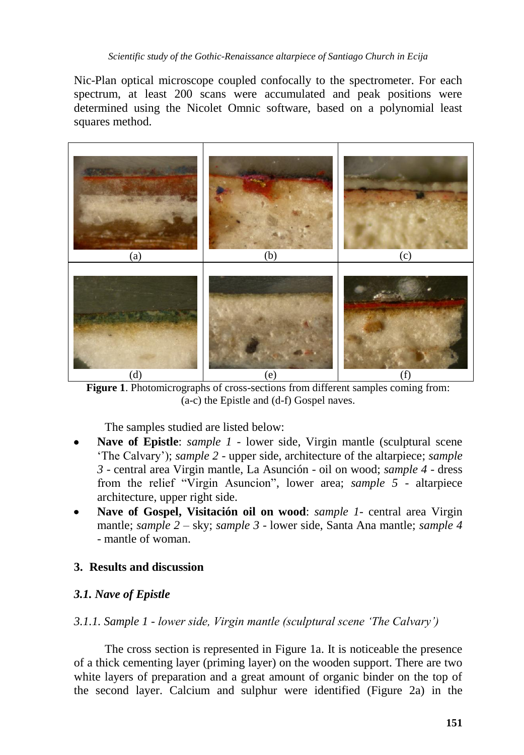Nic-Plan optical microscope coupled confocally to the spectrometer. For each spectrum, at least 200 scans were accumulated and peak positions were determined using the Nicolet Omnic software, based on a polynomial least squares method.

(a) (b) (c)

(d) (e) (f)

**Figure 1**. Photomicrographs of cross-sections from different samples coming from: (a-c) the Epistle and (d-f) Gospel naves.

The samples studied are listed below:

- **Nave of Epistle**: *sample 1* - lower side, Virgin mantle (sculptural scene 'The Calvary'); *sample 2* - upper side, architecture of the altarpiece; *sample 3* - central area Virgin mantle, La Asunción - oil on wood; *sample 4* - dress from the relief "Virgin Asuncion", lower area; *sample 5* - altarpiece architecture, upper right side.
- **Nave of Gospel, Visitación oil on wood**: *sample 1*- central area Virgin mantle; *sample 2* – sky; *sample 3* - lower side, Santa Ana mantle; *sample 4* - mantle of woman.

## 3. Results and discussion

### *3.1. Nave of Epistle*

#### *3.1.1. Sample 1 - lower side, Virgin mantle (sculptural scene 'The Calvary')*

The cross section is represented in Figure 1a. It is noticeable the presence of a thick cementing layer (priming layer) on the wooden support. There are two white layers of preparation and a great amount of organic binder on the top of the second layer. Calcium and sulphur were identified (Figure 2a) in the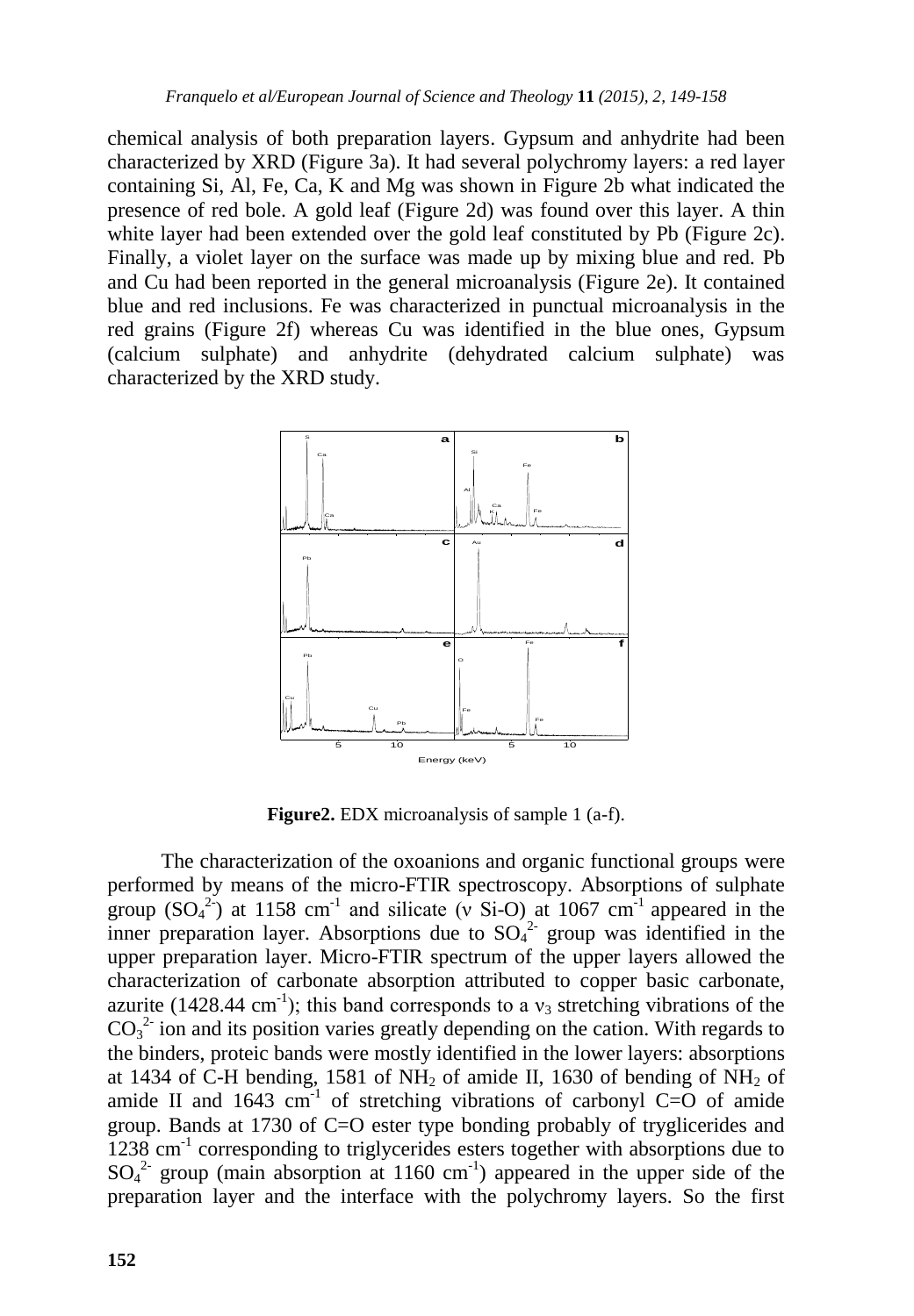chemical analysis of both preparation layers. Gypsum and anhydrite had been characterized by XRD (Figure 3a). It had several polychromy layers: a red layer containing Si, Al, Fe, Ca, K and Mg was shown in Figure 2b what indicated the presence of red bole. A gold leaf (Figure 2d) was found over this layer. A thin white layer had been extended over the gold leaf constituted by Pb (Figure 2c). Finally, a violet layer on the surface was made up by mixing blue and red. Pb and Cu had been reported in the general microanalysis (Figure 2e). It contained blue and red inclusions. Fe was characterized in punctual microanalysis in the red grains (Figure 2f) whereas Cu was identified in the blue ones, Gypsum (calcium sulphate) and anhydrite (dehydrated calcium sulphate) was characterized by the XRD study.

**Figure2.** EDX microanalysis of sample 1 (a-f).

The characterization of the oxoanions and organic functional groups were performed by means of the micro-FTIR spectroscopy. Absorptions of sulphate group ($SO_4^{2-}$) at 1158 $cm^{-1}$ and silicate (ν Si-O) at 1067 $cm^{-1}$ appeared in the inner preparation layer. Absorptions due to $SO_4^{2-}$ group was identified in the upper preparation layer. Micro-FTIR spectrum of the upper layers allowed the characterization of carbonate absorption attributed to copper basic carbonate, azurite (1428.44 $cm^{-1}$); this band corresponds to a $\nu_3$ stretching vibrations of the $CO_3^{2-}$ ion and its position varies greatly depending on the cation. With regards to the binders, proteic bands were mostly identified in the lower layers: absorptions at 1434 of C-H bending, 1581 of $NH_2$ of amide II, 1630 of bending of $NH_2$ of amide II and 1643 $cm^{-1}$ of stretching vibrations of carbonyl C=O of amide group. Bands at 1730 of C=O ester type bonding probably of tryglicerides and 1238 $cm^{-1}$ corresponding to triglycerides esters together with absorptions due to $SO_4^{2-}$ group (main absorption at 1160 $cm^{-1}$) appeared in the upper side of the preparation layer and the interface with the polychromy layers. So the first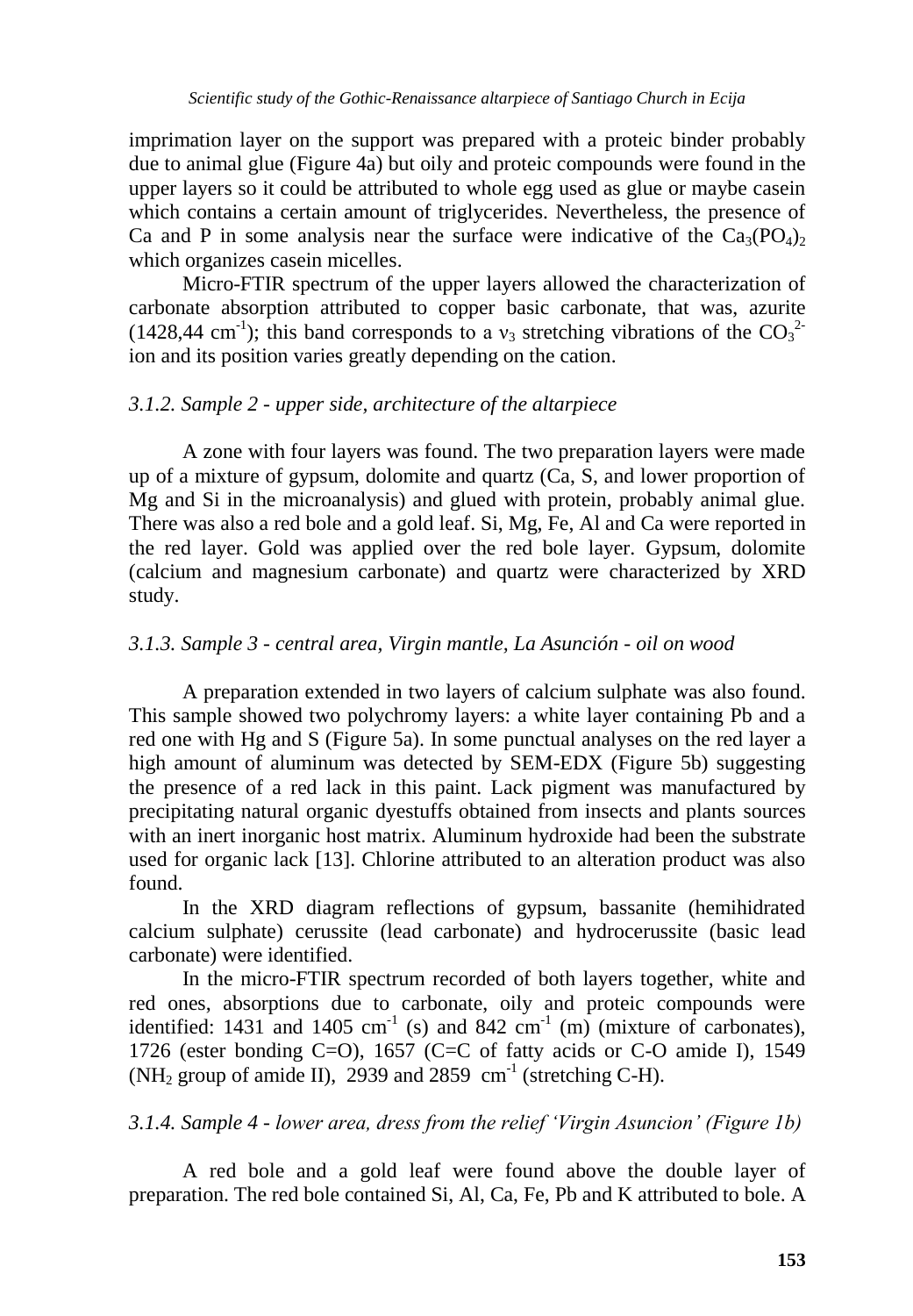imprimation layer on the support was prepared with a proteic binder probably due to animal glue (Figure 4a) but oily and proteic compounds were found in the upper layers so it could be attributed to whole egg used as glue or maybe casein which contains a certain amount of triglycerides. Nevertheless, the presence of Ca and P in some analysis near the surface were indicative of the $Ca_3(PO_4)_2$ which organizes casein micelles.

Micro-FTIR spectrum of the upper layers allowed the characterization of carbonate absorption attributed to copper basic carbonate, that was, azurite (1428,44 $cm^{-1}$); this band corresponds to a $v_3$ stretching vibrations of the $CO_3^{2-}$ ion and its position varies greatly depending on the cation.

### *3.1.2. Sample 2 - upper side, architecture of the altarpiece*

A zone with four layers was found. The two preparation layers were made up of a mixture of gypsum, dolomite and quartz (Ca, S, and lower proportion of Mg and Si in the microanalysis) and glued with protein, probably animal glue. There was also a red bole and a gold leaf. Si, Mg, Fe, Al and Ca were reported in the red layer. Gold was applied over the red bole layer. Gypsum, dolomite (calcium and magnesium carbonate) and quartz were characterized by XRD study.

### *3.1.3. Sample 3 - central area, Virgin mantle, La Asunción - oil on wood*

A preparation extended in two layers of calcium sulphate was also found. This sample showed two polychromy layers: a white layer containing Pb and a red one with Hg and S (Figure 5a). In some punctual analyses on the red layer a high amount of aluminum was detected by SEM-EDX (Figure 5b) suggesting the presence of a red lack in this paint. Lack pigment was manufactured by precipitating natural organic dyestuffs obtained from insects and plants sources with an inert inorganic host matrix. Aluminum hydroxide had been the substrate used for organic lack [13]. Chlorine attributed to an alteration product was also found.

In the XRD diagram reflections of gypsum, bassanite (hemihidrated calcium sulphate) cerussite (lead carbonate) and hydrocerussite (basic lead carbonate) were identified.

In the micro-FTIR spectrum recorded of both layers together, white and red ones, absorptions due to carbonate, oily and proteic compounds were identified: 1431 and 1405 $cm^{-1}$ (s) and 842 $cm^{-1}$ (m) (mixture of carbonates), 1726 (ester bonding C=O), 1657 (C=C of fatty acids or C-O amide I), 1549 ($NH_2$ group of amide II), 2939 and 2859 $cm^{-1}$ (stretching C-H).

### *3.1.4. Sample 4 - lower area, dress from the relief 'Virgin Asuncion' (Figure 1b)*

A red bole and a gold leaf were found above the double layer of preparation. The red bole contained Si, Al, Ca, Fe, Pb and K attributed to bole. A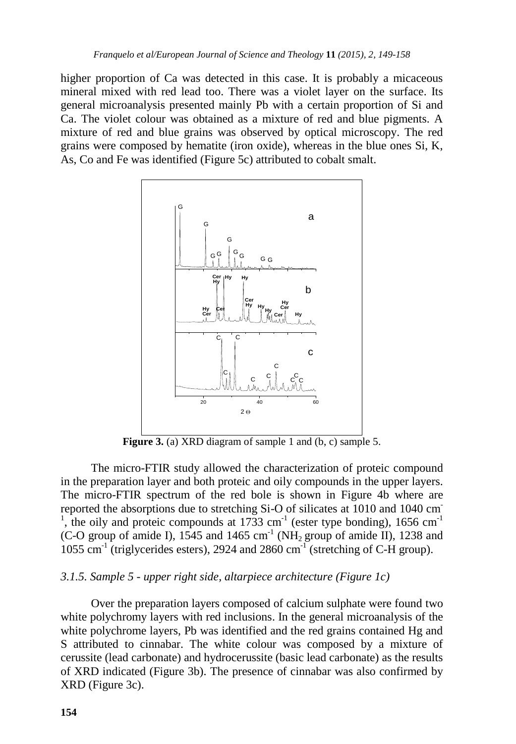higher proportion of Ca was detected in this case. It is probably a micaceous mineral mixed with red lead too. There was a violet layer on the surface. Its general microanalysis presented mainly Pb with a certain proportion of Si and Ca. The violet colour was obtained as a mixture of red and blue pigments. A mixture of red and blue grains was observed by optical microscopy. The red grains were composed by hematite (iron oxide), whereas in the blue ones Si, K, As, Co and Fe was identified (Figure 5c) attributed to cobalt smalt.

**Figure 3.** (a) XRD diagram of sample 1 and (b, c) sample 5.

The micro-FTIR study allowed the characterization of proteic compound in the preparation layer and both proteic and oily compounds in the upper layers. The micro-FTIR spectrum of the red bole is shown in Figure 4b where are reported the absorptions due to stretching Si-O of silicates at 1010 and 1040 $cm^{-1}$, the oily and proteic compounds at 1733 $cm^{-1}$ (ester type bonding), 1656 $cm^{-1}$ (C-O group of amide I), 1545 and 1465 $cm^{-1}$ ($NH_2$ group of amide II), 1238 and 1055 $cm^{-1}$ (triglycerides esters), 2924 and 2860 $cm^{-1}$ (stretching of C-H group).

### *3.1.5. Sample 5 - upper right side, altarpiece architecture (Figure 1c)*

Over the preparation layers composed of calcium sulphate were found two white polychromy layers with red inclusions. In the general microanalysis of the white polychrome layers, Pb was identified and the red grains contained Hg and S attributed to cinnabar. The white colour was composed by a mixture of cerussite (lead carbonate) and hydrocerussite (basic lead carbonate) as the results of XRD indicated (Figure 3b). The presence of cinnabar was also confirmed by XRD (Figure 3c).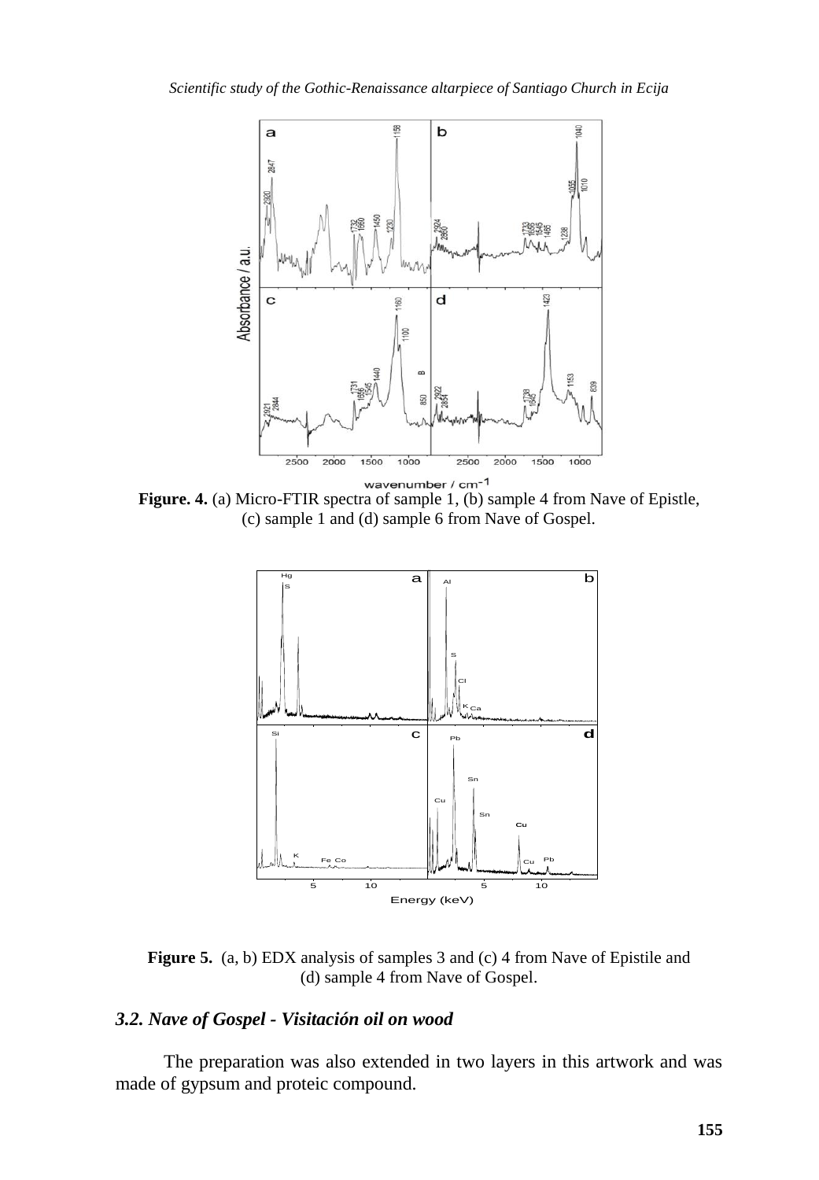**Figure. 4.** (a) Micro-FTIR spectra of sample 1, (b) sample 4 from Nave of Epistle, (c) sample 1 and (d) sample 6 from Nave of Gospel.

**Figure 5.** (a, b) EDX analysis of samples 3 and (c) 4 from Nave of Epistile and (d) sample 4 from Nave of Gospel.

### *3.2. Nave of Gospel - Visitación oil on wood*

The preparation was also extended in two layers in this artwork and was made of gypsum and proteic compound.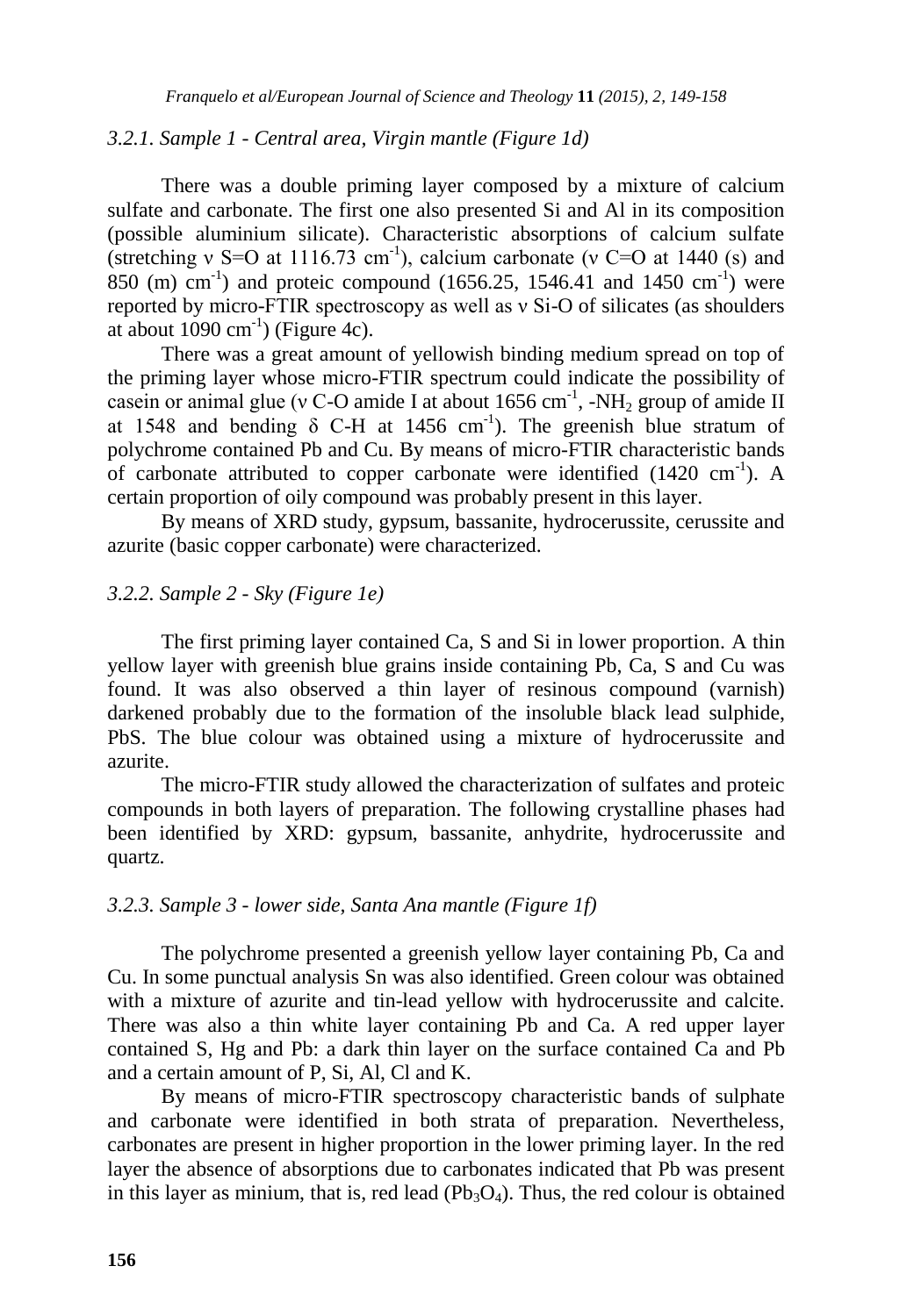### *3.2.1. Sample 1 - Central area, Virgin mantle (Figure 1d)*

There was a double priming layer composed by a mixture of calcium sulfate and carbonate. The first one also presented Si and Al in its composition (possible aluminium silicate). Characteristic absorptions of calcium sulfate (stretching ν S=O at 1116.73 $cm^{-1}$), calcium carbonate (ν C=O at 1440 (s) and 850 (m) $cm^{-1}$) and proteic compound (1656.25, 1546.41 and 1450 $cm^{-1}$) were reported by micro-FTIR spectroscopy as well as ν Si-O of silicates (as shoulders at about 1090 $cm^{-1}$) (Figure 4c).

There was a great amount of yellowish binding medium spread on top of the priming layer whose micro-FTIR spectrum could indicate the possibility of casein or animal glue (ν C-O amide I at about 1656 $cm^{-1}$, $-NH_2$ group of amide II at 1548 and bending δ C-H at 1456 $cm^{-1}$). The greenish blue stratum of polychrome contained Pb and Cu. By means of micro-FTIR characteristic bands of carbonate attributed to copper carbonate were identified (1420 $cm^{-1}$). A certain proportion of oily compound was probably present in this layer.

By means of XRD study, gypsum, bassanite, hydrocerussite, cerussite and azurite (basic copper carbonate) were characterized.

### *3.2.2. Sample 2 - Sky (Figure 1e)*

The first priming layer contained Ca, S and Si in lower proportion. A thin yellow layer with greenish blue grains inside containing Pb, Ca, S and Cu was found. It was also observed a thin layer of resinous compound (varnish) darkened probably due to the formation of the insoluble black lead sulphide, PbS. The blue colour was obtained using a mixture of hydrocerussite and azurite.

The micro-FTIR study allowed the characterization of sulfates and proteic compounds in both layers of preparation. The following crystalline phases had been identified by XRD: gypsum, bassanite, anhydrite, hydrocerussite and quartz.

### *3.2.3. Sample 3 - lower side, Santa Ana mantle (Figure 1f)*

The polychrome presented a greenish yellow layer containing Pb, Ca and Cu. In some punctual analysis Sn was also identified. Green colour was obtained with a mixture of azurite and tin-lead yellow with hydrocerussite and calcite. There was also a thin white layer containing Pb and Ca. A red upper layer contained S, Hg and Pb: a dark thin layer on the surface contained Ca and Pb and a certain amount of P, Si, Al, Cl and K.

By means of micro-FTIR spectroscopy characteristic bands of sulphate and carbonate were identified in both strata of preparation. Nevertheless, carbonates are present in higher proportion in the lower priming layer. In the red layer the absence of absorptions due to carbonates indicated that Pb was present in this layer as minium, that is, red lead ($Pb_3O_4$). Thus, the red colour is obtained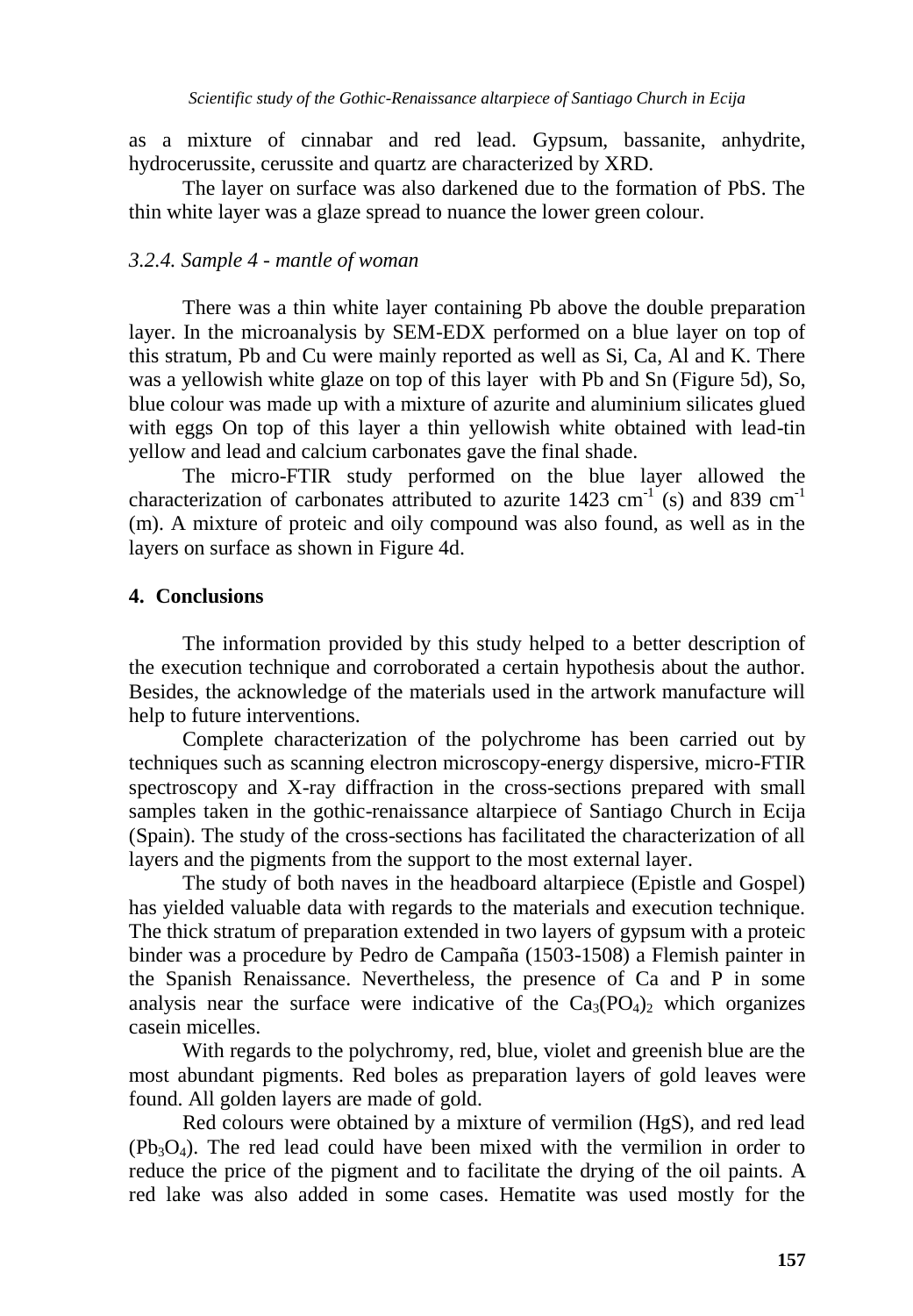as a mixture of cinnabar and red lead. Gypsum, bassanite, anhydrite, hydrocerussite, cerussite and quartz are characterized by XRD.

The layer on surface was also darkened due to the formation of PbS. The thin white layer was a glaze spread to nuance the lower green colour.

### *3.2.4. Sample 4 - mantle of woman*

There was a thin white layer containing Pb above the double preparation layer. In the microanalysis by SEM-EDX performed on a blue layer on top of this stratum, Pb and Cu were mainly reported as well as Si, Ca, Al and K. There was a yellowish white glaze on top of this layer with Pb and Sn (Figure 5d), So, blue colour was made up with a mixture of azurite and aluminium silicates glued with eggs On top of this layer a thin yellowish white obtained with lead-tin yellow and lead and calcium carbonates gave the final shade.

The micro-FTIR study performed on the blue layer allowed the characterization of carbonates attributed to azurite 1423 $cm^{-1}$ (s) and 839 $cm^{-1}$ (m). A mixture of proteic and oily compound was also found, as well as in the layers on surface as shown in Figure 4d.

## **4. Conclusions**

The information provided by this study helped to a better description of the execution technique and corroborated a certain hypothesis about the author. Besides, the acknowledge of the materials used in the artwork manufacture will help to future interventions.

Complete characterization of the polychrome has been carried out by techniques such as scanning electron microscopy-energy dispersive, micro-FTIR spectroscopy and X-ray diffraction in the cross-sections prepared with small samples taken in the gothic-renaissance altarpiece of Santiago Church in Ecija (Spain). The study of the cross-sections has facilitated the characterization of all layers and the pigments from the support to the most external layer.

The study of both naves in the headboard altarpiece (Epistle and Gospel) has yielded valuable data with regards to the materials and execution technique. The thick stratum of preparation extended in two layers of gypsum with a proteic binder was a procedure by Pedro de Campaña (1503-1508) a Flemish painter in the Spanish Renaissance. Nevertheless, the presence of Ca and P in some analysis near the surface were indicative of the $Ca_3(PO_4)_2$ which organizes casein micelles.

With regards to the polychromy, red, blue, violet and greenish blue are the most abundant pigments. Red boles as preparation layers of gold leaves were found. All golden layers are made of gold.

Red colours were obtained by a mixture of vermilion (HgS), and red lead ($Pb_3O_4$). The red lead could have been mixed with the vermilion in order to reduce the price of the pigment and to facilitate the drying of the oil paints. A red lake was also added in some cases. Hematite was used mostly for the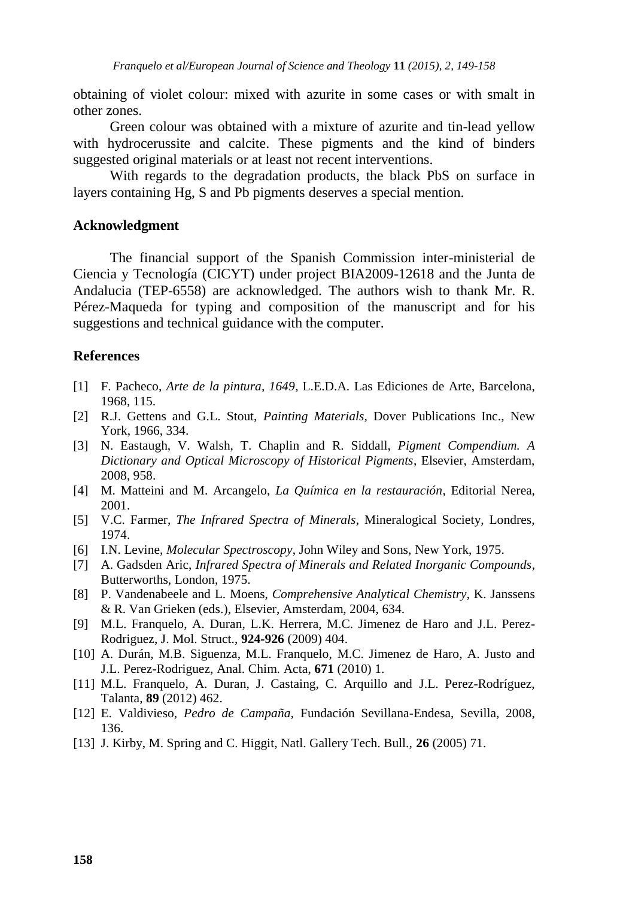obtaining of violet colour: mixed with azurite in some cases or with smalt in other zones.

Green colour was obtained with a mixture of azurite and tin-lead yellow with hydrocerussite and calcite. These pigments and the kind of binders suggested original materials or at least not recent interventions.

With regards to the degradation products, the black PbS on surface in layers containing Hg, S and Pb pigments deserves a special mention.

## Acknowledgment

The financial support of the Spanish Commission inter-ministerial de Ciencia y Tecnología (CICYT) under project BIA2009-12618 and the Junta de Andalucia (TEP-6558) are acknowledged. The authors wish to thank Mr. R. Pérez-Maqueda for typing and composition of the manuscript and for his suggestions and technical guidance with the computer.

## References

[1] F. Pacheco, *Arte de la pintura, 1649*, L.E.D.A. Las Ediciones de Arte, Barcelona, 1968, 115.

[2] R.J. Gettens and G.L. Stout, *Painting Materials*, Dover Publications Inc., New York, 1966, 334.

[3] N. Eastaugh, V. Walsh, T. Chaplin and R. Siddall, *Pigment Compendium. A Dictionary and Optical Microscopy of Historical Pigments*, Elsevier, Amsterdam, 2008, 958.

[4] M. Matteini and M. Arcangelo, *La Química en la restauración*, Editorial Nerea, 2001.

[5] V.C. Farmer, *The Infrared Spectra of Minerals*, Mineralogical Society, Londres, 1974.

[6] I.N. Levine, *Molecular Spectroscopy*, John Wiley and Sons, New York, 1975.

[7] A. Gadsden Aric, *Infrared Spectra of Minerals and Related Inorganic Compounds*, Butterworths, London, 1975.

[8] P. Vandenabeele and L. Moens, *Comprehensive Analytical Chemistry*, K. Janssens & R. Van Grieken (eds.), Elsevier, Amsterdam, 2004, 634.

[9] M.L. Franquelo, A. Duran, L.K. Herrera, M.C. Jimenez de Haro and J.L. Perez-Rodriguez, J. Mol. Struct., **924-926** (2009) 404.

[10] A. Durán, M.B. Siguenza, M.L. Franquelo, M.C. Jimenez de Haro, A. Justo and J.L. Perez-Rodriguez, Anal. Chim. Acta, **671** (2010) 1.

[11] M.L. Franquelo, A. Duran, J. Castaing, C. Arquillo and J.L. Perez-Rodríguez, Talanta, **89** (2012) 462.

[12] E. Valdivieso, *Pedro de Campaña*, Fundación Sevillana-Endesa, Sevilla, 2008, 136.

[13] J. Kirby, M. Spring and C. Higgit, Natl. Gallery Tech. Bull., **26** (2005) 71.